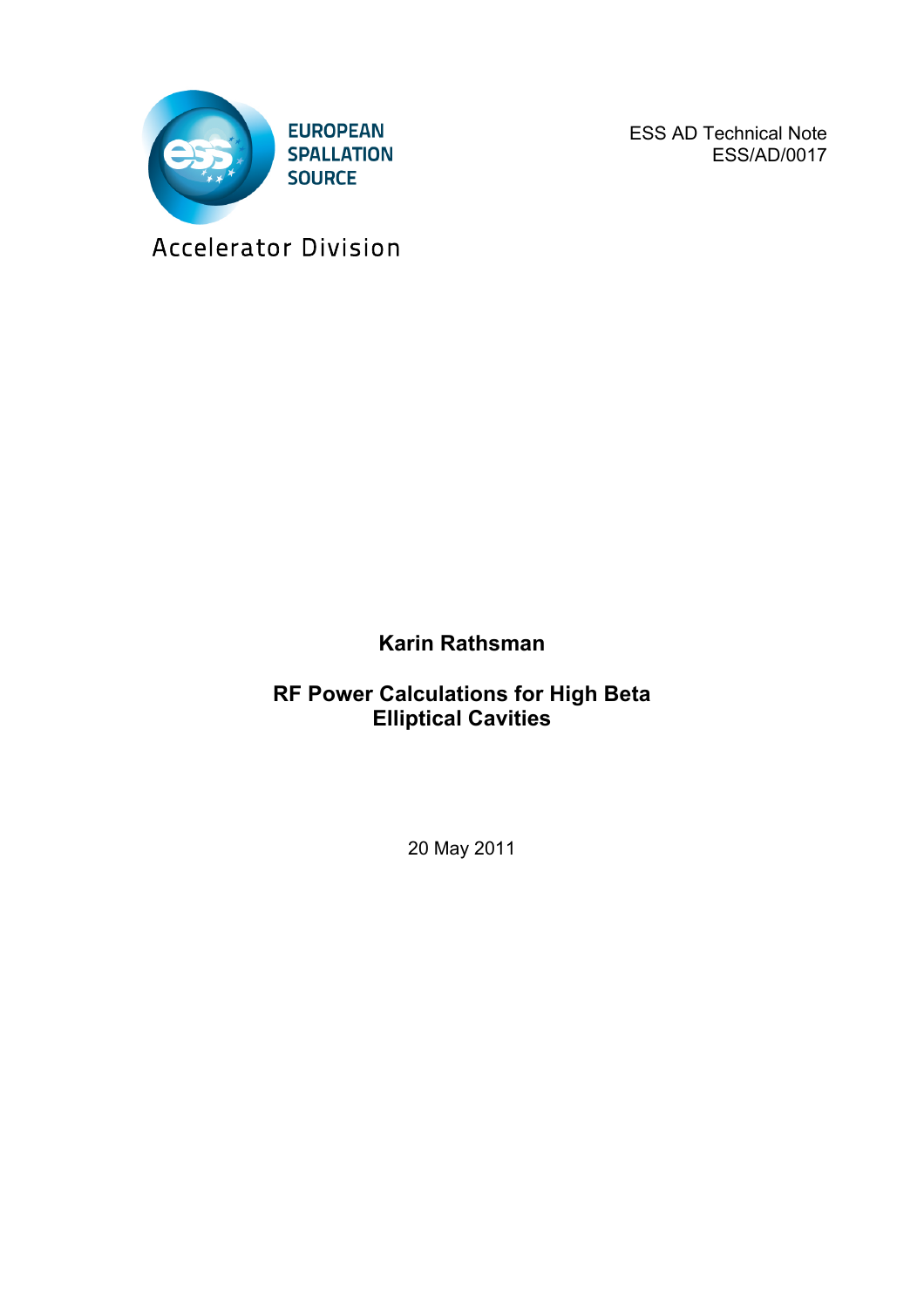EUROPEAN SPALLATION SOURCE

Accelerator Division

ESS AD Technical Note
ESS/AD/0017

**Karin Rathsman**

# RF Power Calculations for High Beta Elliptical Cavities

20 May 2011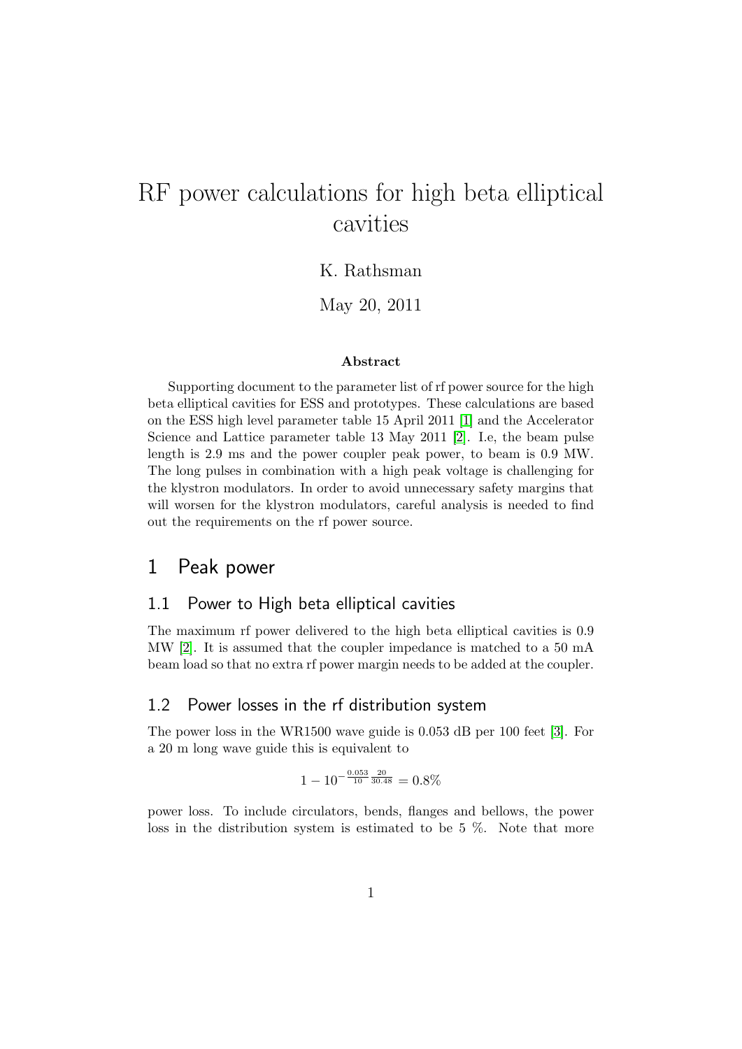# RF power calculations for high beta elliptical cavities

K. Rathsman

May 20, 2011

### Abstract

Supporting document to the parameter list of rf power source for the high beta elliptical cavities for ESS and prototypes. These calculations are based on the ESS high level parameter table 15 April 2011 [1] and the Accelerator Science and Lattice parameter table 13 May 2011 [2]. I.e, the beam pulse length is 2.9 ms and the power coupler peak power, to beam is 0.9 MW. The long pulses in combination with a high peak voltage is challenging for the klystron modulators. In order to avoid unnecessary safety margins that will worsen for the klystron modulators, careful analysis is needed to find out the requirements on the rf power source.

## 1 Peak power

### 1.1 Power to High beta elliptical cavities

The maximum rf power delivered to the high beta elliptical cavities is 0.9 MW [2]. It is assumed that the coupler impedance is matched to a 50 mA beam load so that no extra rf power margin needs to be added at the coupler.

### 1.2 Power losses in the rf distribution system

The power loss in the WR1500 wave guide is 0.053 dB per 100 feet [3]. For a 20 m long wave guide this is equivalent to

$$1 - 10^{-\frac{0.053}{10}\frac{20}{30.48}} = 0.8\%$$

power loss. To include circulators, bends, flanges and bellows, the power loss in the distribution system is estimated to be 5 %. Note that more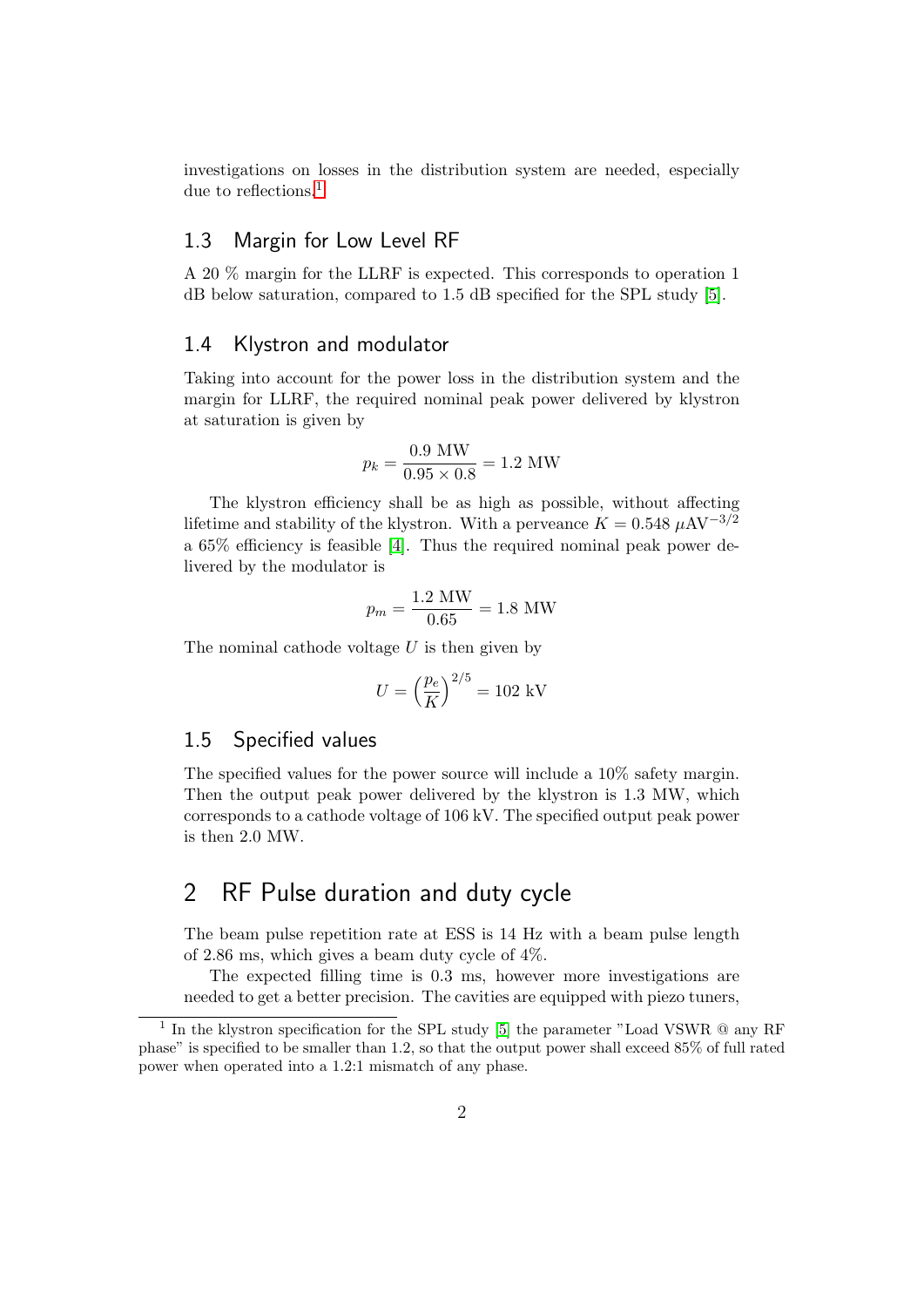investigations on losses in the distribution system are needed, especially due to reflections.[1]

## 1.3 Margin for Low Level RF

A 20 % margin for the LLRF is expected. This corresponds to operation 1 dB below saturation, compared to 1.5 dB specified for the SPL study [5].

## 1.4 Klystron and modulator

Taking into account for the power loss in the distribution system and the margin for LLRF, the required nominal peak power delivered by klystron at saturation is given by

$$p_k = \frac{0.9 \text{ MW}}{0.95 \times 0.8} = 1.2 \text{ MW}$$

The klystron efficiency shall be as high as possible, without affecting lifetime and stability of the klystron. With a perveance $K = 0.548\ \mu\text{AV}^{-3/2}$ a 65% efficiency is feasible [4]. Thus the required nominal peak power delivered by the modulator is

$$p_m = \frac{1.2 \text{ MW}}{0.65} = 1.8 \text{ MW}$$

The nominal cathode voltage $U$ is then given by

$$U = \left(\frac{p_e}{K}\right)^{2/5} = 102 \text{ kV}$$

## 1.5 Specified values

The specified values for the power source will include a 10% safety margin. Then the output peak power delivered by the klystron is 1.3 MW, which corresponds to a cathode voltage of 106 kV. The specified output peak power is then 2.0 MW.

# 2 RF Pulse duration and duty cycle

The beam pulse repetition rate at ESS is 14 Hz with a beam pulse length of 2.86 ms, which gives a beam duty cycle of 4%.

The expected filling time is 0.3 ms, however more investigations are needed to get a better precision. The cavities are equipped with piezo tuners,

[1] In the klystron specification for the SPL study [5] the parameter "Load VSWR @ any RF phase" is specified to be smaller than 1.2, so that the output power shall exceed 85% of full rated power when operated into a 1.2:1 mismatch of any phase.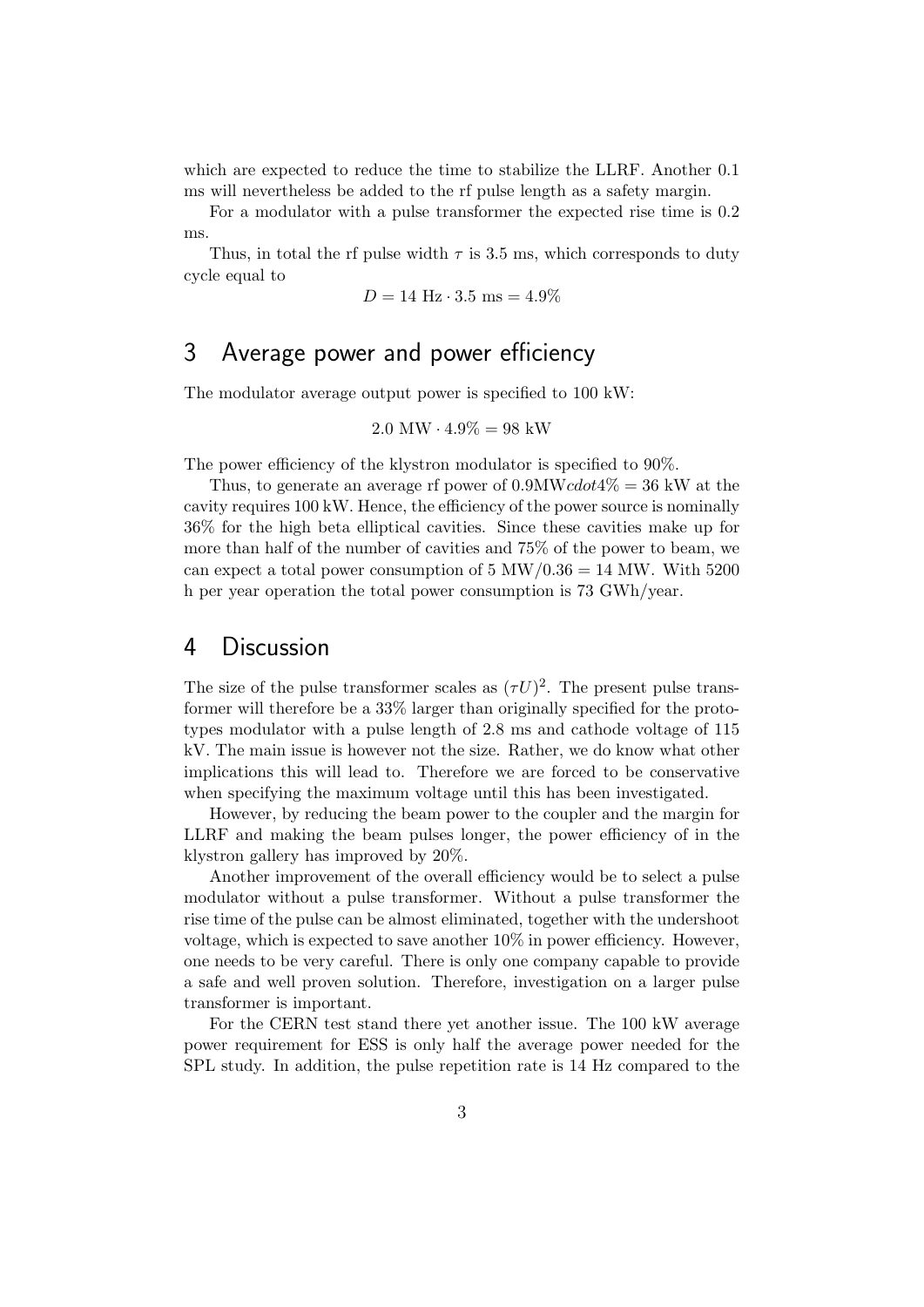which are expected to reduce the time to stabilize the LLRF. Another 0.1 ms will nevertheless be added to the rf pulse length as a safety margin.

For a modulator with a pulse transformer the expected rise time is 0.2 ms.

Thus, in total the rf pulse width $\tau$ is 3.5 ms, which corresponds to duty cycle equal to

$$D = 14 \text{ Hz} \cdot 3.5 \text{ ms} = 4.9\%$$

## 3 Average power and power efficiency

The modulator average output power is specified to 100 kW:

$$2.0 \text{ MW} \cdot 4.9\% = 98 \text{ kW}$$

The power efficiency of the klystron modulator is specified to 90%.

Thus, to generate an average rf power of $0.9\text{MW}cdot4\% = 36$ kW at the cavity requires 100 kW. Hence, the efficiency of the power source is nominally 36% for the high beta elliptical cavities. Since these cavities make up for more than half of the number of cavities and 75% of the power to beam, we can expect a total power consumption of 5 MW/0.36 = 14 MW. With 5200 h per year operation the total power consumption is 73 GWh/year.

## 4 Discussion

The size of the pulse transformer scales as $(\tau U)^2$. The present pulse transformer will therefore be a 33% larger than originally specified for the prototypes modulator with a pulse length of 2.8 ms and cathode voltage of 115 kV. The main issue is however not the size. Rather, we do know what other implications this will lead to. Therefore we are forced to be conservative when specifying the maximum voltage until this has been investigated.

However, by reducing the beam power to the coupler and the margin for LLRF and making the beam pulses longer, the power efficiency of in the klystron gallery has improved by 20%.

Another improvement of the overall efficiency would be to select a pulse modulator without a pulse transformer. Without a pulse transformer the rise time of the pulse can be almost eliminated, together with the undershoot voltage, which is expected to save another 10% in power efficiency. However, one needs to be very careful. There is only one company capable to provide a safe and well proven solution. Therefore, investigation on a larger pulse transformer is important.

For the CERN test stand there yet another issue. The 100 kW average power requirement for ESS is only half the average power needed for the SPL study. In addition, the pulse repetition rate is 14 Hz compared to the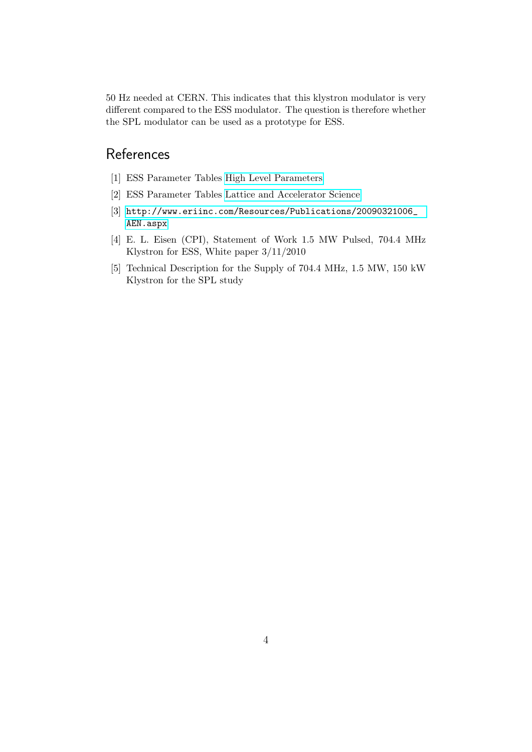50 Hz needed at CERN. This indicates that this klystron modulator is very different compared to the ESS modulator. The question is therefore whether the SPL modulator can be used as a prototype for ESS.

## References

[1] ESS Parameter Tables High Level Parameters

[2] ESS Parameter Tables Lattice and Accelerator Science

[3] http://www.eriinc.com/Resources/Publications/20090321006_AEN.aspx

[4] E. L. Eisen (CPI), Statement of Work 1.5 MW Pulsed, 704.4 MHz Klystron for ESS, White paper 3/11/2010

[5] Technical Description for the Supply of 704.4 MHz, 1.5 MW, 150 kW Klystron for the SPL study